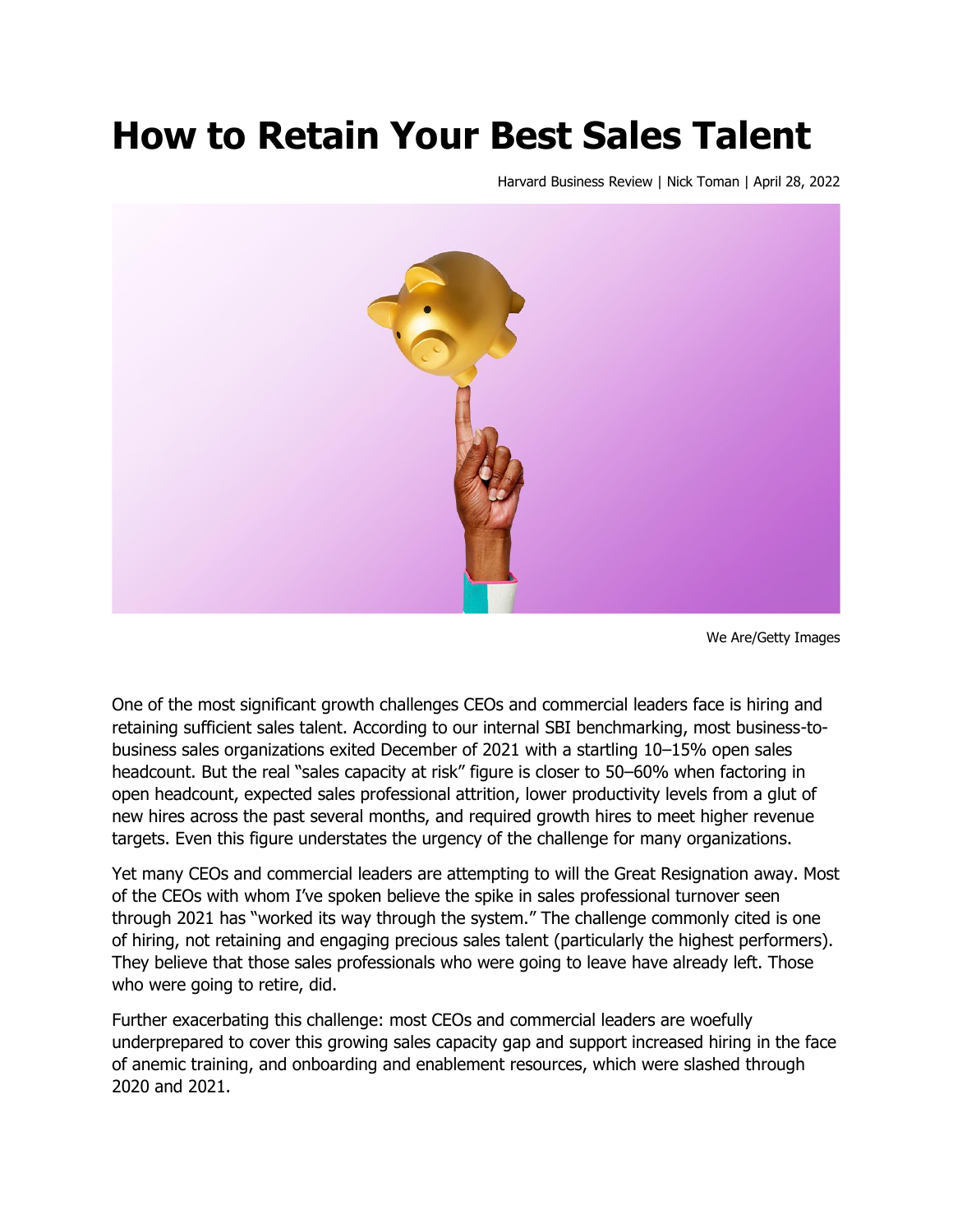# How to Retain Your Best Sales Talent

Harvard Business Review | Nick Toman | April 28, 2022

We Are/Getty Images

One of the most significant growth challenges CEOs and commercial leaders face is hiring and retaining sufficient sales talent. According to our internal SBI benchmarking, most business-to-business sales organizations exited December of 2021 with a startling 10–15% open sales headcount. But the real "sales capacity at risk" figure is closer to 50–60% when factoring in open headcount, expected sales professional attrition, lower productivity levels from a glut of new hires across the past several months, and required growth hires to meet higher revenue targets. Even this figure understates the urgency of the challenge for many organizations.

Yet many CEOs and commercial leaders are attempting to will the Great Resignation away. Most of the CEOs with whom I've spoken believe the spike in sales professional turnover seen through 2021 has "worked its way through the system." The challenge commonly cited is one of hiring, not retaining and engaging precious sales talent (particularly the highest performers). They believe that those sales professionals who were going to leave have already left. Those who were going to retire, did.

Further exacerbating this challenge: most CEOs and commercial leaders are woefully underprepared to cover this growing sales capacity gap and support increased hiring in the face of anemic training, and onboarding and enablement resources, which were slashed through 2020 and 2021.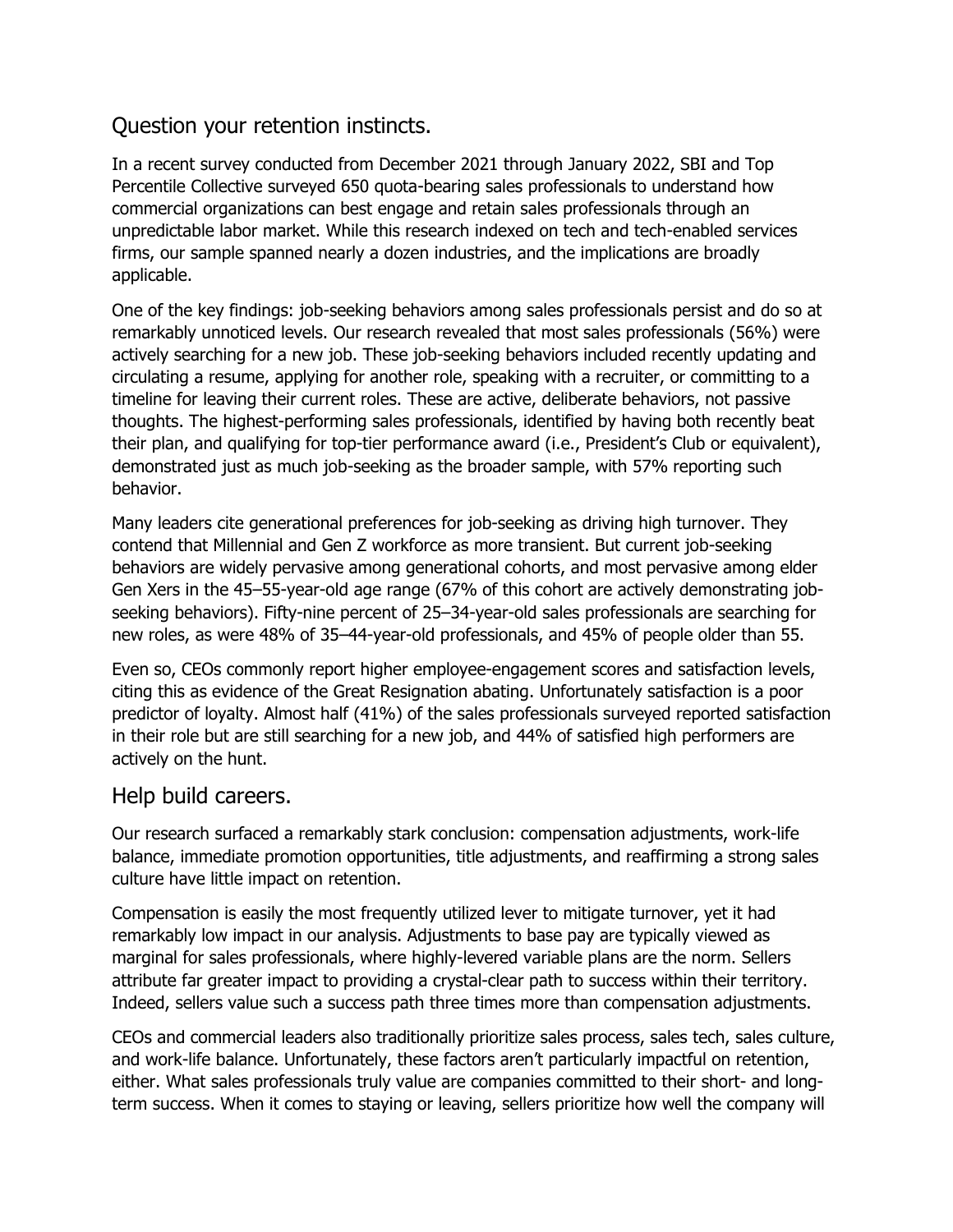## Question your retention instincts.

In a recent survey conducted from December 2021 through January 2022, SBI and Top Percentile Collective surveyed 650 quota-bearing sales professionals to understand how commercial organizations can best engage and retain sales professionals through an unpredictable labor market. While this research indexed on tech and tech-enabled services firms, our sample spanned nearly a dozen industries, and the implications are broadly applicable.

One of the key findings: job-seeking behaviors among sales professionals persist and do so at remarkably unnoticed levels. Our research revealed that most sales professionals (56%) were actively searching for a new job. These job-seeking behaviors included recently updating and circulating a resume, applying for another role, speaking with a recruiter, or committing to a timeline for leaving their current roles. These are active, deliberate behaviors, not passive thoughts. The highest-performing sales professionals, identified by having both recently beat their plan, and qualifying for top-tier performance award (i.e., President's Club or equivalent), demonstrated just as much job-seeking as the broader sample, with 57% reporting such behavior.

Many leaders cite generational preferences for job-seeking as driving high turnover. They contend that Millennial and Gen Z workforce as more transient. But current job-seeking behaviors are widely pervasive among generational cohorts, and most pervasive among elder Gen Xers in the 45–55-year-old age range (67% of this cohort are actively demonstrating job-seeking behaviors). Fifty-nine percent of 25–34-year-old sales professionals are searching for new roles, as were 48% of 35–44-year-old professionals, and 45% of people older than 55.

Even so, CEOs commonly report higher employee-engagement scores and satisfaction levels, citing this as evidence of the Great Resignation abating. Unfortunately satisfaction is a poor predictor of loyalty. Almost half (41%) of the sales professionals surveyed reported satisfaction in their role but are still searching for a new job, and 44% of satisfied high performers are actively on the hunt.

## Help build careers.

Our research surfaced a remarkably stark conclusion: compensation adjustments, work-life balance, immediate promotion opportunities, title adjustments, and reaffirming a strong sales culture have little impact on retention.

Compensation is easily the most frequently utilized lever to mitigate turnover, yet it had remarkably low impact in our analysis. Adjustments to base pay are typically viewed as marginal for sales professionals, where highly-levered variable plans are the norm. Sellers attribute far greater impact to providing a crystal-clear path to success within their territory. Indeed, sellers value such a success path three times more than compensation adjustments.

CEOs and commercial leaders also traditionally prioritize sales process, sales tech, sales culture, and work-life balance. Unfortunately, these factors aren't particularly impactful on retention, either. What sales professionals truly value are companies committed to their short- and long-term success. When it comes to staying or leaving, sellers prioritize how well the company will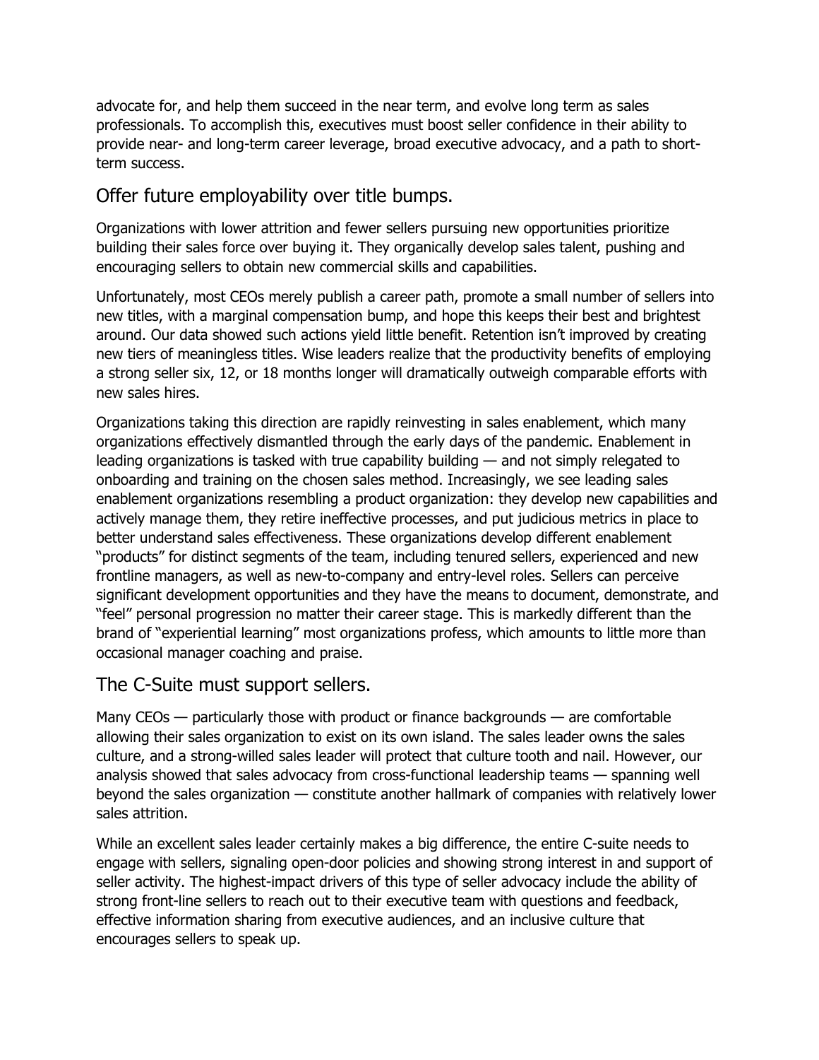advocate for, and help them succeed in the near term, and evolve long term as sales professionals. To accomplish this, executives must boost seller confidence in their ability to provide near- and long-term career leverage, broad executive advocacy, and a path to short-term success.

## Offer future employability over title bumps.

Organizations with lower attrition and fewer sellers pursuing new opportunities prioritize building their sales force over buying it. They organically develop sales talent, pushing and encouraging sellers to obtain new commercial skills and capabilities.

Unfortunately, most CEOs merely publish a career path, promote a small number of sellers into new titles, with a marginal compensation bump, and hope this keeps their best and brightest around. Our data showed such actions yield little benefit. Retention isn't improved by creating new tiers of meaningless titles. Wise leaders realize that the productivity benefits of employing a strong seller six, 12, or 18 months longer will dramatically outweigh comparable efforts with new sales hires.

Organizations taking this direction are rapidly reinvesting in sales enablement, which many organizations effectively dismantled through the early days of the pandemic. Enablement in leading organizations is tasked with true capability building — and not simply relegated to onboarding and training on the chosen sales method. Increasingly, we see leading sales enablement organizations resembling a product organization: they develop new capabilities and actively manage them, they retire ineffective processes, and put judicious metrics in place to better understand sales effectiveness. These organizations develop different enablement "products" for distinct segments of the team, including tenured sellers, experienced and new frontline managers, as well as new-to-company and entry-level roles. Sellers can perceive significant development opportunities and they have the means to document, demonstrate, and "feel" personal progression no matter their career stage. This is markedly different than the brand of "experiential learning" most organizations profess, which amounts to little more than occasional manager coaching and praise.

## The C-Suite must support sellers.

Many CEOs — particularly those with product or finance backgrounds — are comfortable allowing their sales organization to exist on its own island. The sales leader owns the sales culture, and a strong-willed sales leader will protect that culture tooth and nail. However, our analysis showed that sales advocacy from cross-functional leadership teams — spanning well beyond the sales organization — constitute another hallmark of companies with relatively lower sales attrition.

While an excellent sales leader certainly makes a big difference, the entire C-suite needs to engage with sellers, signaling open-door policies and showing strong interest in and support of seller activity. The highest-impact drivers of this type of seller advocacy include the ability of strong front-line sellers to reach out to their executive team with questions and feedback, effective information sharing from executive audiences, and an inclusive culture that encourages sellers to speak up.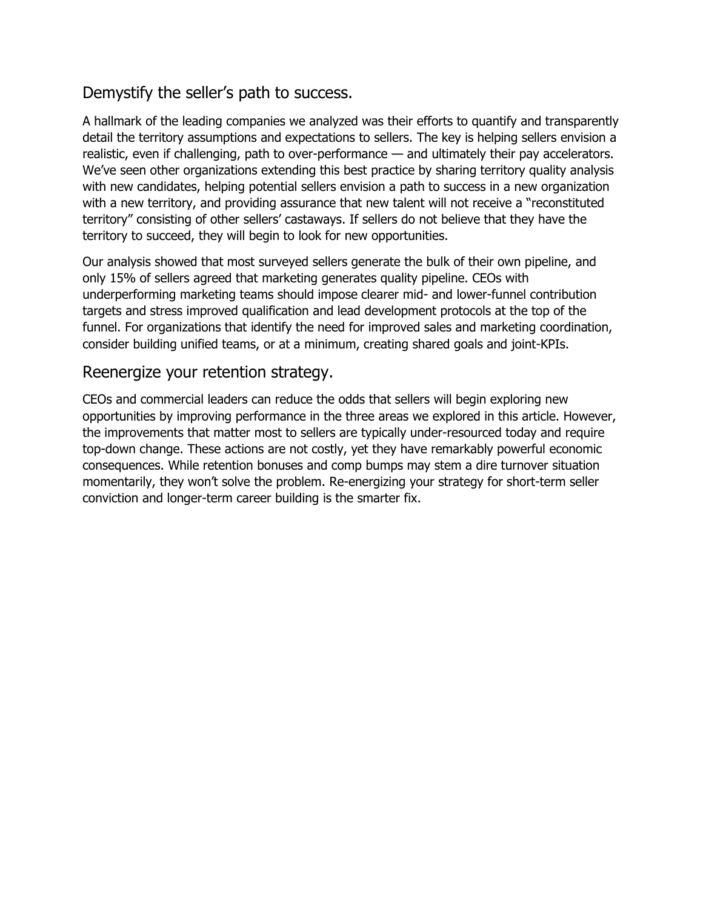## Demystify the seller's path to success.

A hallmark of the leading companies we analyzed was their efforts to quantify and transparently detail the territory assumptions and expectations to sellers. The key is helping sellers envision a realistic, even if challenging, path to over-performance — and ultimately their pay accelerators. We've seen other organizations extending this best practice by sharing territory quality analysis with new candidates, helping potential sellers envision a path to success in a new organization with a new territory, and providing assurance that new talent will not receive a "reconstituted territory" consisting of other sellers' castaways. If sellers do not believe that they have the territory to succeed, they will begin to look for new opportunities.

Our analysis showed that most surveyed sellers generate the bulk of their own pipeline, and only 15% of sellers agreed that marketing generates quality pipeline. CEOs with underperforming marketing teams should impose clearer mid- and lower-funnel contribution targets and stress improved qualification and lead development protocols at the top of the funnel. For organizations that identify the need for improved sales and marketing coordination, consider building unified teams, or at a minimum, creating shared goals and joint-KPIs.

## Reenergize your retention strategy.

CEOs and commercial leaders can reduce the odds that sellers will begin exploring new opportunities by improving performance in the three areas we explored in this article. However, the improvements that matter most to sellers are typically under-resourced today and require top-down change. These actions are not costly, yet they have remarkably powerful economic consequences. While retention bonuses and comp bumps may stem a dire turnover situation momentarily, they won't solve the problem. Re-energizing your strategy for short-term seller conviction and longer-term career building is the smarter fix.